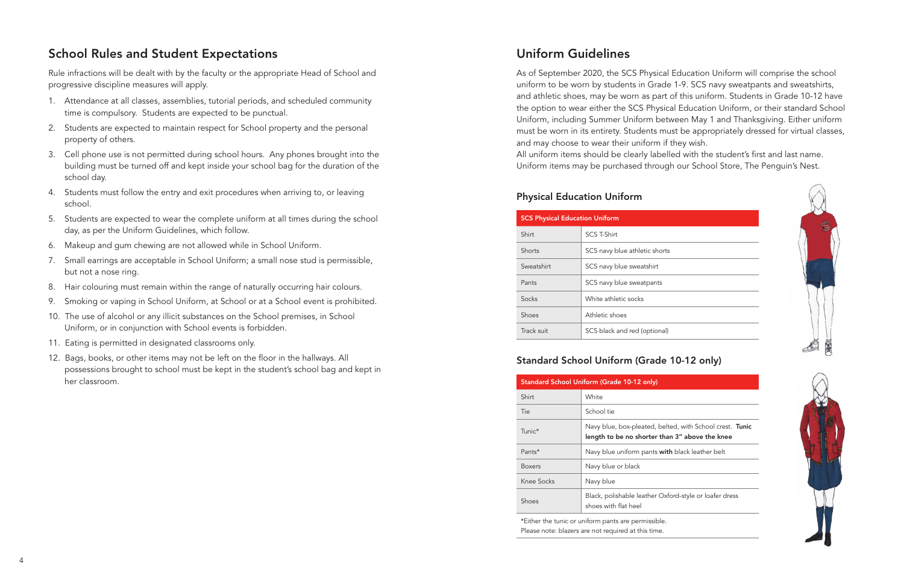## School Rules and Student Expectations

Rule infractions will be dealt with by the faculty or the appropriate Head of School and progressive discipline measures will apply.

1. Attendance at all classes, assemblies, tutorial periods, and scheduled community time is compulsory. Students are expected to be punctual.
2. Students are expected to maintain respect for School property and the personal property of others.
3. Cell phone use is not permitted during school hours. Any phones brought into the building must be turned off and kept inside your school bag for the duration of the school day.
4. Students must follow the entry and exit procedures when arriving to, or leaving school.
5. Students are expected to wear the complete uniform at all times during the school day, as per the Uniform Guidelines, which follow.
6. Makeup and gum chewing are not allowed while in School Uniform.
7. Small earrings are acceptable in School Uniform; a small nose stud is permissible, but not a nose ring.
8. Hair colouring must remain within the range of naturally occurring hair colours.
9. Smoking or vaping in School Uniform, at School or at a School event is prohibited.
10. The use of alcohol or any illicit substances on the School premises, in School Uniform, or in conjunction with School events is forbidden.
11. Eating is permitted in designated classrooms only.
12. Bags, books, or other items may not be left on the floor in the hallways. All possessions brought to school must be kept in the student's school bag and kept in her classroom.

## Uniform Guidelines

As of September 2020, the SCS Physical Education Uniform will comprise the school uniform to be worn by students in Grade 1-9. SCS navy sweatpants and sweatshirts, and athletic shoes, may be worn as part of this uniform. Students in Grade 10-12 have the option to wear either the SCS Physical Education Uniform, or their standard School Uniform, including Summer Uniform between May 1 and Thanksgiving. Either uniform must be worn in its entirety. Students must be appropriately dressed for virtual classes, and may choose to wear their uniform if they wish.

All uniform items should be clearly labelled with the student's first and last name. Uniform items may be purchased through our School Store, The Penguin's Nest.

### Physical Education Uniform

| SCS Physical Education Uniform | |
|---|---|
| Shirt | SCS T-Shirt |
| Shorts | SCS navy blue athletic shorts |
| Sweatshirt | SCS navy blue sweatshirt |
| Pants | SCS navy blue sweatpants |
| Socks | White athletic socks |
| Shoes | Athletic shoes |
| Track suit | SCS black and red (optional) |

### Standard School Uniform (Grade 10-12 only)

| Standard School Uniform (Grade 10-12 only) | |
|---|---|
| Shirt | White |
| Tie | School tie |
| Tunic* | Navy blue, box-pleated, belted, with School crest. **Tunic length to be no shorter than 3" above the knee** |
| Pants* | Navy blue uniform pants **with** black leather belt |
| Boxers | Navy blue or black |
| Knee Socks | Navy blue |
| Shoes | Black, polishable leather Oxford-style or loafer dress shoes with flat heel |

*Either the tunic or uniform pants are permissible.
Please note: blazers are not required at this time.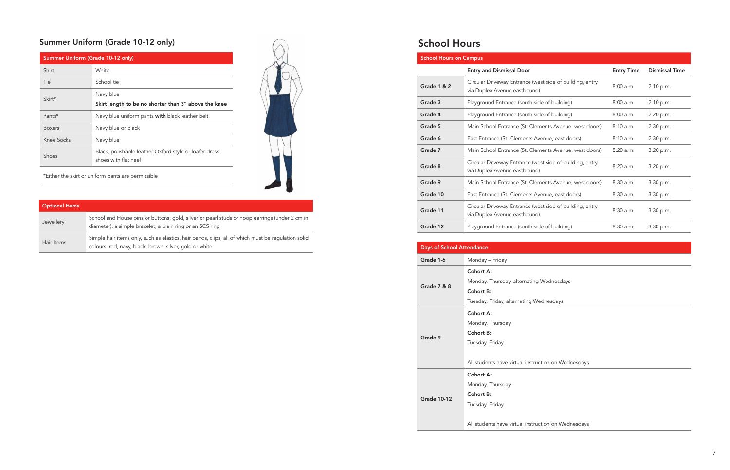## Summer Uniform (Grade 10-12 only)

| Summer Uniform (Grade 10-12 only) | |
|---|---|
| Shirt | White |
| Tie | School tie |
| Skirt* | Navy blue<br>**Skirt length to be no shorter than 3" above the knee** |
| Pants* | Navy blue uniform pants **with** black leather belt |
| Boxers | Navy blue or black |
| Knee Socks | Navy blue |
| Shoes | Black, polishable leather Oxford-style or loafer dress shoes with flat heel |

*Either the skirt or uniform pants are permissible

| Optional Items | |
|---|---|
| Jewellery | School and House pins or buttons; gold, silver or pearl studs or hoop earrings (under 2 cm in diameter); a simple bracelet; a plain ring or an SCS ring |
| Hair Items | Simple hair items only, such as elastics, hair bands, clips, all of which must be regulation solid colours: red, navy, black, brown, silver, gold or white |

# School Hours

| School Hours on Campus | | | |
|---|---|---|---|
| | **Entry and Dismissal Door** | **Entry Time** | **Dismissal Time** |
| **Grade 1 & 2** | Circular Driveway Entrance (west side of building, entry via Duplex Avenue eastbound) | 8:00 a.m. | 2:10 p.m. |
| **Grade 3** | Playground Entrance (south side of building) | 8:00 a.m. | 2:10 p.m. |
| **Grade 4** | Playground Entrance (south side of building) | 8:00 a.m. | 2:20 p.m. |
| **Grade 5** | Main School Entrance (St. Clements Avenue, west doors) | 8:10 a.m. | 2:30 p.m. |
| **Grade 6** | East Entrance (St. Clements Avenue, east doors) | 8:10 a.m. | 2:30 p.m. |
| **Grade 7** | Main School Entrance (St. Clements Avenue, west doors) | 8:20 a.m. | 3:20 p.m. |
| **Grade 8** | Circular Driveway Entrance (west side of building, entry via Duplex Avenue eastbound) | 8:20 a.m. | 3:20 p.m. |
| **Grade 9** | Main School Entrance (St. Clements Avenue, west doors) | 8:30 a.m. | 3:30 p.m. |
| **Grade 10** | East Entrance (St. Clements Avenue, east doors) | 8:30 a.m. | 3:30 p.m. |
| **Grade 11** | Circular Driveway Entrance (west side of building, entry via Duplex Avenue eastbound) | 8:30 a.m. | 3:30 p.m. |
| **Grade 12** | Playground Entrance (south side of building) | 8:30 a.m. | 3:30 p.m. |

| Days of School Attendance | |
|---|---|
| **Grade 1-6** | Monday – Friday |
| **Grade 7 & 8** | **Cohort A:**<br>Monday, Thursday, alternating Wednesdays<br>**Cohort B:**<br>Tuesday, Friday, alternating Wednesdays |
| **Grade 9** | **Cohort A:**<br>Monday, Thursday<br>**Cohort B:**<br>Tuesday, Friday<br><br>All students have virtual instruction on Wednesdays |
| **Grade 10-12** | **Cohort A:**<br>Monday, Thursday<br>**Cohort B:**<br>Tuesday, Friday<br><br>All students have virtual instruction on Wednesdays |